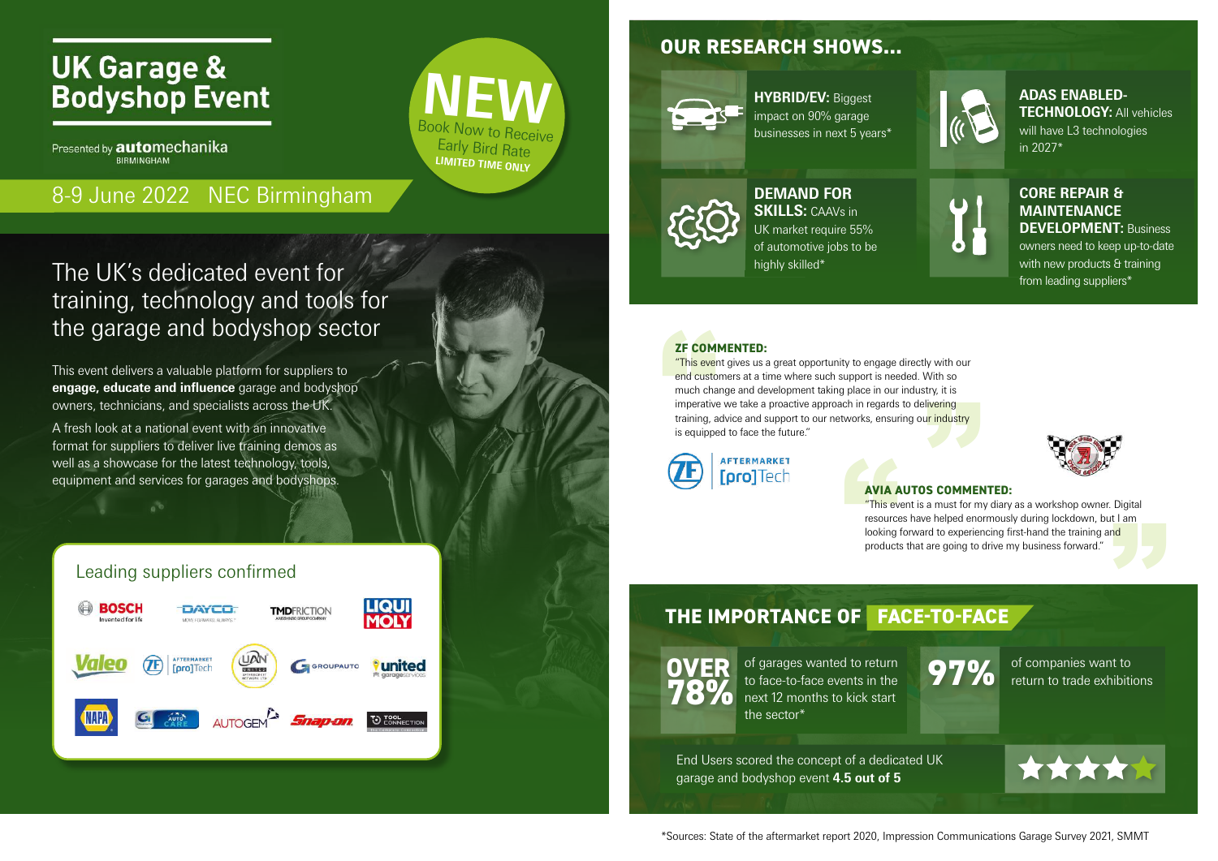# UK Garage & Bodyshop Event

Presented by **automechanika** BIRMINGHAM

**NEW** Book Now to Receive Early Bird Rate LIMITED TIME ONLY

8-9 June 2022 NEC Birmingham

## The UK's dedicated event for training, technology and tools for the garage and bodyshop sector

This event delivers a valuable platform for suppliers to **engage, educate and influence** garage and bodyshop owners, technicians, and specialists across the UK.

A fresh look at a national event with an innovative format for suppliers to deliver live training demos as well as a showcase for the latest technology, tools, equipment and services for garages and bodyshops.

### Leading suppliers confirmed

BOSCH, DAYCO, TMD FRICTION, LIQUI MOLY, Valeo, ZF Aftermarket [pro]Tech, UAN United Aftermarket Network Ltd, GROUPAUTO, united garageservices, NAPA, Auto Care, AUTOGEM, Snap-on, Tool Connection

## OUR RESEARCH SHOWS...

**HYBRID/EV:** Biggest impact on 90% garage businesses in next 5 years*

**ADAS ENABLED-TECHNOLOGY:** All vehicles will have L3 technologies in 2027*

**DEMAND FOR SKILLS:** CAAVs in UK market require 55% of automotive jobs to be highly skilled*

**CORE REPAIR & MAINTENANCE DEVELOPMENT:** Business owners need to keep up-to-date with new products & training from leading suppliers*

**ZF COMMENTED:**
"This event gives us a great opportunity to engage directly with our end customers at a time where such support is needed. With so much change and development taking place in our industry, it is imperative we take a proactive approach in regards to delivering training, advice and support to our networks, ensuring our industry is equipped to face the future."

ZF AFTERMARKET [pro]Tech

**AVIA AUTOS COMMENTED:**
"This event is a must for my diary as a workshop owner. Digital resources have helped enormously during lockdown, but I am looking forward to experiencing first-hand the training and products that are going to drive my business forward."

## THE IMPORTANCE OF FACE-TO-FACE

**OVER 78%** of garages wanted to return to face-to-face events in the next 12 months to kick start the sector*

**97%** of companies want to return to trade exhibitions

End Users scored the concept of a dedicated UK garage and bodyshop event **4.5 out of 5**

*Sources: State of the aftermarket report 2020, Impression Communications Garage Survey 2021, SMMT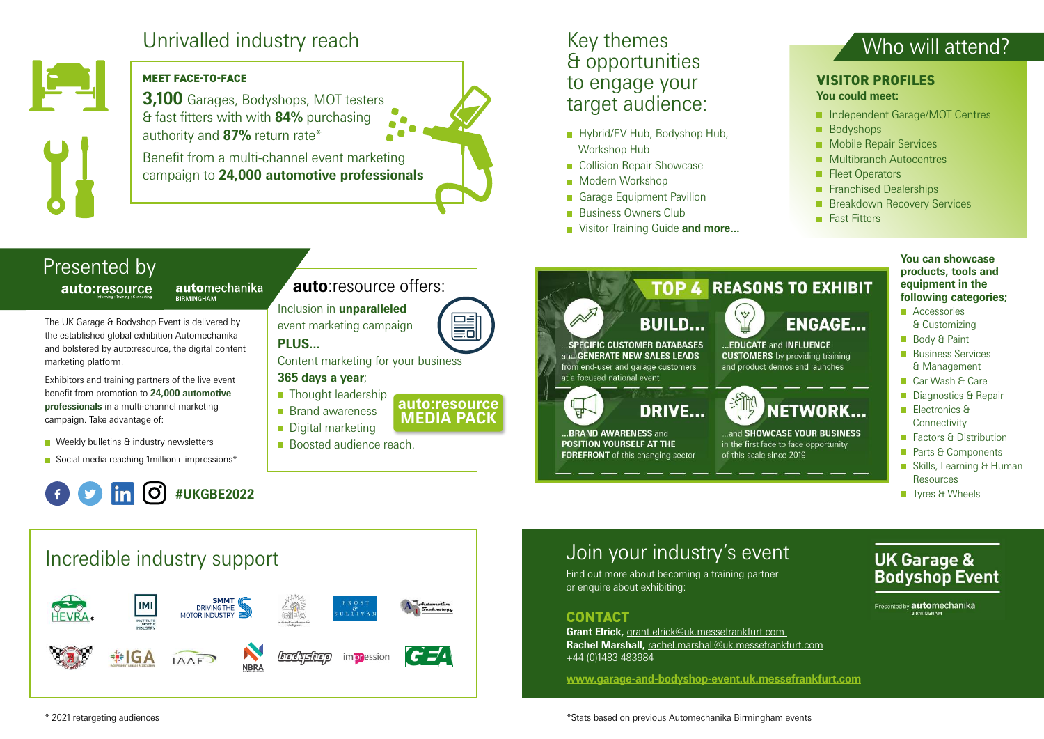## Unrivalled industry reach

**MEET FACE-TO-FACE**

**3,100** Garages, Bodyshops, MOT testers & fast fitters with with **84%** purchasing authority and **87%** return rate*

Benefit from a multi-channel event marketing campaign to **24,000 automotive professionals**

## Key themes & opportunities to engage your target audience:

- Hybrid/EV Hub, Bodyshop Hub, Workshop Hub
- Collision Repair Showcase
- Modern Workshop
- Garage Equipment Pavilion
- Business Owners Club
- Visitor Training Guide **and more...**

## Who will attend?

**VISITOR PROFILES**

**You could meet:**

- Independent Garage/MOT Centres
- Bodyshops
- Mobile Repair Services
- Multibranch Autocentres
- Fleet Operators
- Franchised Dealerships
- Breakdown Recovery Services
- Fast Fitters

## Presented by

auto:resource | automechanika BIRMINGHAM

The UK Garage & Bodyshop Event is delivered by the established global exhibition Automechanika and bolstered by auto:resource, the digital content and referral marketing platform.

Exhibitors and training partners of the live event benefit from promotion to **24,000 automotive professionals** in a multi-channel marketing campaign. Take advantage of:

- Weekly bulletins & industry newsletters
- Social media reaching 1million+ impressions*

**#UKGBE2022**

## auto:resource offers:

Inclusion in **unparalleled** event marketing campaign

**PLUS...**

Content marketing for your business **365 days a year**;

- Thought leadership
- Brand awareness
- Digital marketing
- Boosted audience reach.

**auto:resource MEDIA PACK**

## TOP 4 REASONS TO EXHIBIT

**BUILD...**

...**SPECIFIC CUSTOMER DATABASES** and **GENERATE NEW SALES LEADS** from end-user and garage customers at a focused national event

**ENGAGE...**

...**EDUCATE** and **INFLUENCE CUSTOMERS** by providing training and product demos and launches

**DRIVE...**

...**BRAND AWARENESS** and **POSITION YOURSELF AT THE FOREFRONT** of this changing sector

**NETWORK...**

...and **SHOWCASE YOUR BUSINESS** in the first face to face opportunity of this scale since 2019

**You can showcase products, tools and equipment in the following categories;**

- Accessories & Customizing
- Body & Paint
- Business Services & Management
- Car Wash & Care
- Diagnostics & Repair
- Electronics & Connectivity
- Factors & Distribution
- Parts & Components
- Skills, Learning & Human Resources
- Tyres & Wheels

## Incredible industry support

HEVRA, IMI, SMMT Driving the Motor Industry, GIPA, Frost & Sullivan, Automotive Technology, IGA, IAAF, NBRA, bodyshop, impression, GEA

## Join your industry's event

Find out more about becoming a training partner or enquire about exhibiting:

**CONTACT**

**Grant Elrick,** grant.elrick@uk.messefrankfurt.com

**Rachel Marshall,** rachel.marshall@uk.messefrankfurt.com

+44 (0)1483 483984

**www.garage-and-bodyshop-event.uk.messefrankfurt.com**

**UK Garage & Bodyshop Event**

Presented by automechanika BIRMINGHAM

\* 2021 retargeting audiences

*Stats based on previous Automechanika Birmingham events